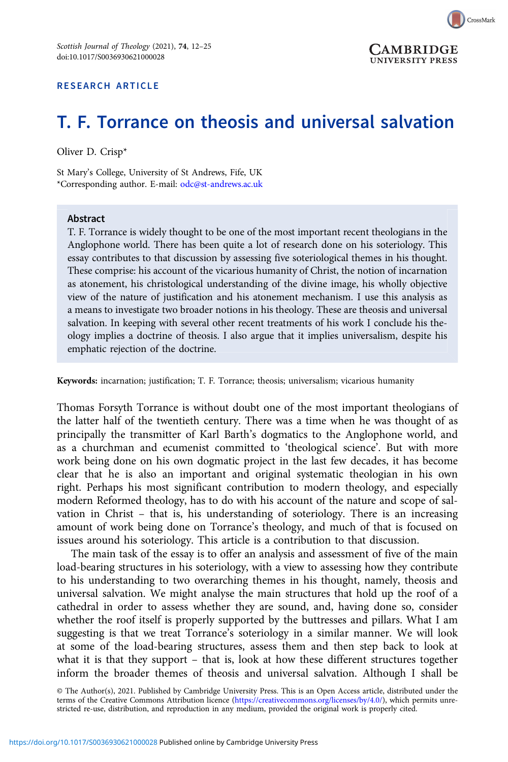RESEARCH ARTICLE

# T. F. Torrance on theosis and universal salvation

Oliver D. Crisp*

St Mary's College, University of St Andrews, Fife, UK
*Corresponding author. E-mail: odc@st-andrews.ac.uk

## Abstract

T. F. Torrance is widely thought to be one of the most important recent theologians in the Anglophone world. There has been quite a lot of research done on his soteriology. This essay contributes to that discussion by assessing five soteriological themes in his thought. These comprise: his account of the vicarious humanity of Christ, the notion of incarnation as atonement, his christological understanding of the divine image, his wholly objective view of the nature of justification and his atonement mechanism. I use this analysis as a means to investigate two broader notions in his theology. These are theosis and universal salvation. In keeping with several other recent treatments of his work I conclude his theology implies a doctrine of theosis. I also argue that it implies universalism, despite his emphatic rejection of the doctrine.

**Keywords:** incarnation; justification; T. F. Torrance; theosis; universalism; vicarious humanity

Thomas Forsyth Torrance is without doubt one of the most important theologians of the latter half of the twentieth century. There was a time when he was thought of as principally the transmitter of Karl Barth's dogmatics to the Anglophone world, and as a churchman and ecumenist committed to 'theological science'. But with more work being done on his own dogmatic project in the last few decades, it has become clear that he is also an important and original systematic theologian in his own right. Perhaps his most significant contribution to modern theology, and especially modern Reformed theology, has to do with his account of the nature and scope of salvation in Christ – that is, his understanding of soteriology. There is an increasing amount of work being done on Torrance's theology, and much of that is focused on issues around his soteriology. This article is a contribution to that discussion.

The main task of the essay is to offer an analysis and assessment of five of the main load-bearing structures in his soteriology, with a view to assessing how they contribute to his understanding to two overarching themes in his thought, namely, theosis and universal salvation. We might analyse the main structures that hold up the roof of a cathedral in order to assess whether they are sound, and, having done so, consider whether the roof itself is properly supported by the buttresses and pillars. What I am suggesting is that we treat Torrance's soteriology in a similar manner. We will look at some of the load-bearing structures, assess them and then step back to look at what it is that they support – that is, look at how these different structures together inform the broader themes of theosis and universal salvation. Although I shall be

© The Author(s), 2021. Published by Cambridge University Press. This is an Open Access article, distributed under the terms of the Creative Commons Attribution licence (https://creativecommons.org/licenses/by/4.0/), which permits unrestricted re-use, distribution, and reproduction in any medium, provided the original work is properly cited.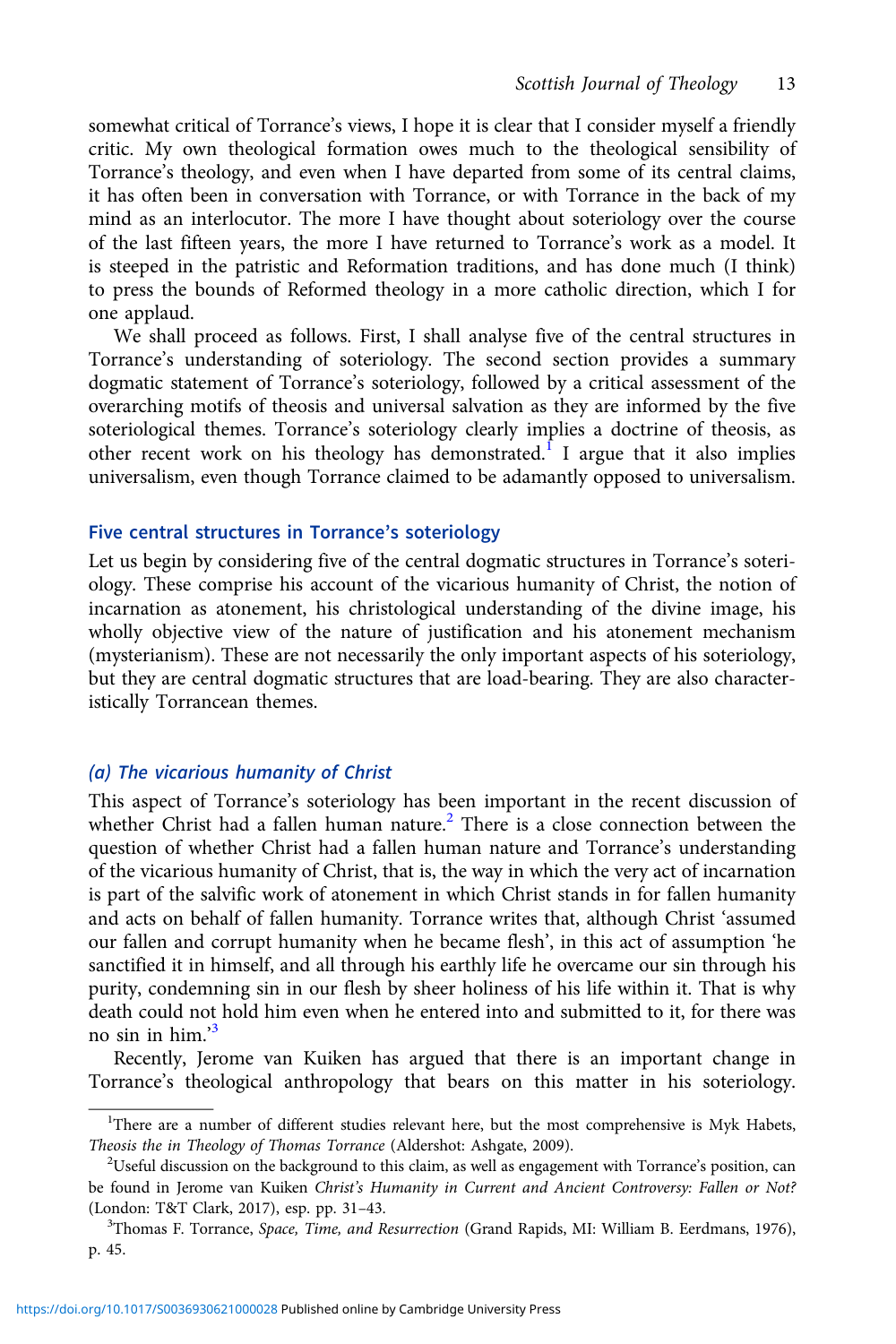somewhat critical of Torrance's views, I hope it is clear that I consider myself a friendly critic. My own theological formation owes much to the theological sensibility of Torrance's theology, and even when I have departed from some of its central claims, it has often been in conversation with Torrance, or with Torrance in the back of my mind as an interlocutor. The more I have thought about soteriology over the course of the last fifteen years, the more I have returned to Torrance's work as a model. It is steeped in the patristic and Reformation traditions, and has done much (I think) to press the bounds of Reformed theology in a more catholic direction, which I for one applaud.

We shall proceed as follows. First, I shall analyse five of the central structures in Torrance's understanding of soteriology. The second section provides a summary dogmatic statement of Torrance's soteriology, followed by a critical assessment of the overarching motifs of theosis and universal salvation as they are informed by the five soteriological themes. Torrance's soteriology clearly implies a doctrine of theosis, as other recent work on his theology has demonstrated.[1] I argue that it also implies universalism, even though Torrance claimed to be adamantly opposed to universalism.

## Five central structures in Torrance's soteriology

Let us begin by considering five of the central dogmatic structures in Torrance's soteriology. These comprise his account of the vicarious humanity of Christ, the notion of incarnation as atonement, his christological understanding of the divine image, his wholly objective view of the nature of justification and his atonement mechanism (mysterianism). These are not necessarily the only important aspects of his soteriology, but they are central dogmatic structures that are load-bearing. They are also characteristically Torrancean themes.

### *(a) The vicarious humanity of Christ*

This aspect of Torrance's soteriology has been important in the recent discussion of whether Christ had a fallen human nature.[2] There is a close connection between the question of whether Christ had a fallen human nature and Torrance's understanding of the vicarious humanity of Christ, that is, the way in which the very act of incarnation is part of the salvific work of atonement in which Christ stands in for fallen humanity and acts on behalf of fallen humanity. Torrance writes that, although Christ 'assumed our fallen and corrupt humanity when he became flesh', in this act of assumption 'he sanctified it in himself, and all through his earthly life he overcame our sin through his purity, condemning sin in our flesh by sheer holiness of his life within it. That is why death could not hold him even when he entered into and submitted to it, for there was no sin in him.'[3]

Recently, Jerome van Kuiken has argued that there is an important change in Torrance's theological anthropology that bears on this matter in his soteriology.

---

[1] There are a number of different studies relevant here, but the most comprehensive is Myk Habets, *Theosis the in Theology of Thomas Torrance* (Aldershot: Ashgate, 2009).

[2] Useful discussion on the background to this claim, as well as engagement with Torrance's position, can be found in Jerome van Kuiken *Christ's Humanity in Current and Ancient Controversy: Fallen or Not?* (London: T&T Clark, 2017), esp. pp. 31–43.

[3] Thomas F. Torrance, *Space, Time, and Resurrection* (Grand Rapids, MI: William B. Eerdmans, 1976), p. 45.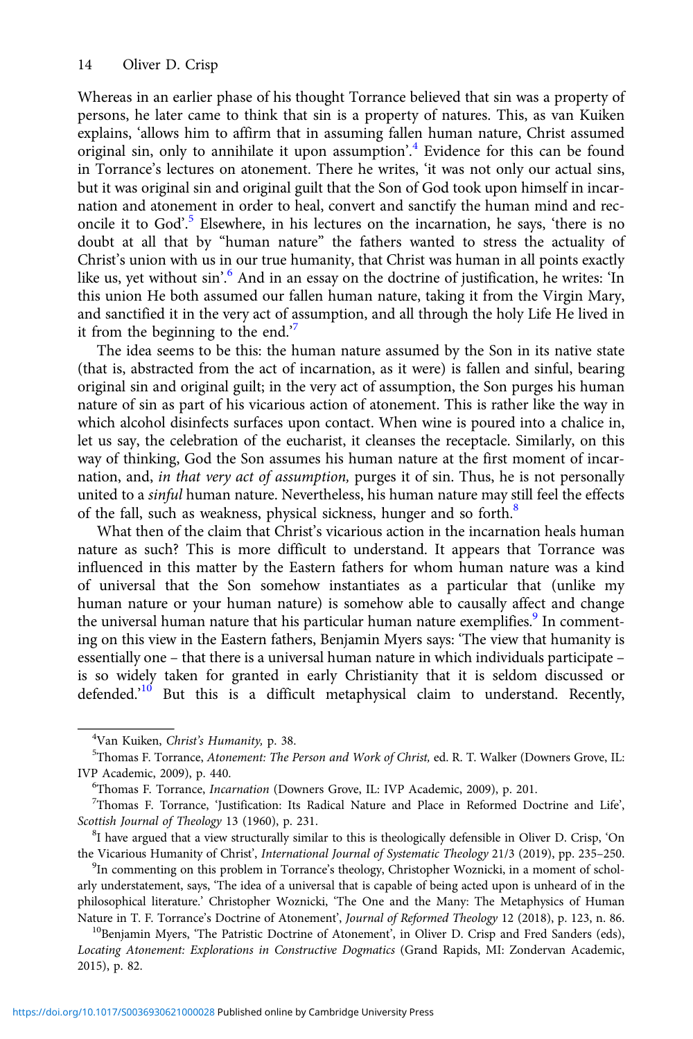Whereas in an earlier phase of his thought Torrance believed that sin was a property of persons, he later came to think that sin is a property of natures. This, as van Kuiken explains, 'allows him to affirm that in assuming fallen human nature, Christ assumed original sin, only to annihilate it upon assumption'.[4] Evidence for this can be found in Torrance's lectures on atonement. There he writes, 'it was not only our actual sins, but it was original sin and original guilt that the Son of God took upon himself in incarnation and atonement in order to heal, convert and sanctify the human mind and reconcile it to God'.[5] Elsewhere, in his lectures on the incarnation, he says, 'there is no doubt at all that by "human nature" the fathers wanted to stress the actuality of Christ's union with us in our true humanity, that Christ was human in all points exactly like us, yet without sin'.[6] And in an essay on the doctrine of justification, he writes: 'In this union He both assumed our fallen human nature, taking it from the Virgin Mary, and sanctified it in the very act of assumption, and all through the holy Life He lived in it from the beginning to the end.'[7]

The idea seems to be this: the human nature assumed by the Son in its native state (that is, abstracted from the act of incarnation, as it were) is fallen and sinful, bearing original sin and original guilt; in the very act of assumption, the Son purges his human nature of sin as part of his vicarious action of atonement. This is rather like the way in which alcohol disinfects surfaces upon contact. When wine is poured into a chalice in, let us say, the celebration of the eucharist, it cleanses the receptacle. Similarly, on this way of thinking, God the Son assumes his human nature at the first moment of incarnation, and, *in that very act of assumption,* purges it of sin. Thus, he is not personally united to a *sinful* human nature. Nevertheless, his human nature may still feel the effects of the fall, such as weakness, physical sickness, hunger and so forth.[8]

What then of the claim that Christ's vicarious action in the incarnation heals human nature as such? This is more difficult to understand. It appears that Torrance was influenced in this matter by the Eastern fathers for whom human nature was a kind of universal that the Son somehow instantiates as a particular that (unlike my human nature or your human nature) is somehow able to causally affect and change the universal human nature that his particular human nature exemplifies.[9] In commenting on this view in the Eastern fathers, Benjamin Myers says: 'The view that humanity is essentially one – that there is a universal human nature in which individuals participate – is so widely taken for granted in early Christianity that it is seldom discussed or defended.'[10] But this is a difficult metaphysical claim to understand. Recently,

---

[4] Van Kuiken, *Christ's Humanity,* p. 38.

[5] Thomas F. Torrance, *Atonement: The Person and Work of Christ,* ed. R. T. Walker (Downers Grove, IL: IVP Academic, 2009), p. 440.

[6] Thomas F. Torrance, *Incarnation* (Downers Grove, IL: IVP Academic, 2009), p. 201.

[7] Thomas F. Torrance, 'Justification: Its Radical Nature and Place in Reformed Doctrine and Life', *Scottish Journal of Theology* 13 (1960), p. 231.

[8] I have argued that a view structurally similar to this is theologically defensible in Oliver D. Crisp, 'On the Vicarious Humanity of Christ', *International Journal of Systematic Theology* 21/3 (2019), pp. 235–250.

[9] In commenting on this problem in Torrance's theology, Christopher Woznicki, in a moment of scholarly understatement, says, 'The idea of a universal that is capable of being acted upon is unheard of in the philosophical literature.' Christopher Woznicki, 'The One and the Many: The Metaphysics of Human Nature in T. F. Torrance's Doctrine of Atonement', *Journal of Reformed Theology* 12 (2018), p. 123, n. 86.

[10] Benjamin Myers, 'The Patristic Doctrine of Atonement', in Oliver D. Crisp and Fred Sanders (eds), *Locating Atonement: Explorations in Constructive Dogmatics* (Grand Rapids, MI: Zondervan Academic, 2015), p. 82.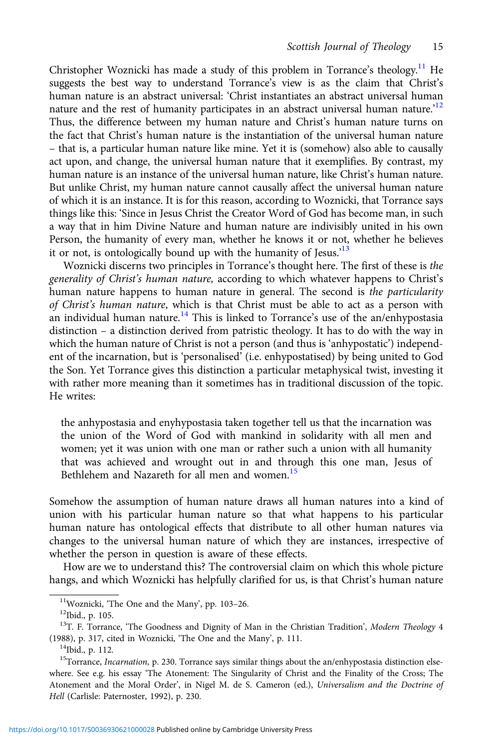Christopher Woznicki has made a study of this problem in Torrance's theology.[11] He suggests the best way to understand Torrance's view is as the claim that Christ's human nature is an abstract universal: 'Christ instantiates an abstract universal human nature and the rest of humanity participates in an abstract universal human nature.'[12] Thus, the difference between my human nature and Christ's human nature turns on the fact that Christ's human nature is the instantiation of the universal human nature – that is, a particular human nature like mine. Yet it is (somehow) also able to causally act upon, and change, the universal human nature that it exemplifies. By contrast, my human nature is an instance of the universal human nature, like Christ's human nature. But unlike Christ, my human nature cannot causally affect the universal human nature of which it is an instance. It is for this reason, according to Woznicki, that Torrance says things like this: 'Since in Jesus Christ the Creator Word of God has become man, in such a way that in him Divine Nature and human nature are indivisibly united in his own Person, the humanity of every man, whether he knows it or not, whether he believes it or not, is ontologically bound up with the humanity of Jesus.'[13]

Woznicki discerns two principles in Torrance's thought here. The first of these is *the generality of Christ's human nature,* according to which whatever happens to Christ's human nature happens to human nature in general. The second is *the particularity of Christ's human nature*, which is that Christ must be able to act as a person with an individual human nature.[14] This is linked to Torrance's use of the an/enhypostasia distinction – a distinction derived from patristic theology. It has to do with the way in which the human nature of Christ is not a person (and thus is 'anhypostatic') independent of the incarnation, but is 'personalised' (i.e. enhypostatised) by being united to God the Son. Yet Torrance gives this distinction a particular metaphysical twist, investing it with rather more meaning than it sometimes has in traditional discussion of the topic. He writes:

> the anhypostasia and enyhypostasia taken together tell us that the incarnation was the union of the Word of God with mankind in solidarity with all men and women; yet it was union with one man or rather such a union with all humanity that was achieved and wrought out in and through this one man, Jesus of Bethlehem and Nazareth for all men and women.[15]

Somehow the assumption of human nature draws all human natures into a kind of union with his particular human nature so that what happens to his particular human nature has ontological effects that distribute to all other human natures via changes to the universal human nature of which they are instances, irrespective of whether the person in question is aware of these effects.

How are we to understand this? The controversial claim on which this whole picture hangs, and which Woznicki has helpfully clarified for us, is that Christ's human nature

---

[11] Woznicki, 'The One and the Many', pp. 103–26.

[12] Ibid., p. 105.

[13] T. F. Torrance, 'The Goodness and Dignity of Man in the Christian Tradition', *Modern Theology* 4 (1988), p. 317, cited in Woznicki, 'The One and the Many', p. 111.

[14] Ibid., p. 112.

[15] Torrance, *Incarnation,* p. 230. Torrance says similar things about the an/enhypostasia distinction elsewhere. See e.g. his essay 'The Atonement: The Singularity of Christ and the Finality of the Cross; The Atonement and the Moral Order', in Nigel M. de S. Cameron (ed.), *Universalism and the Doctrine of Hell* (Carlisle: Paternoster, 1992), p. 230.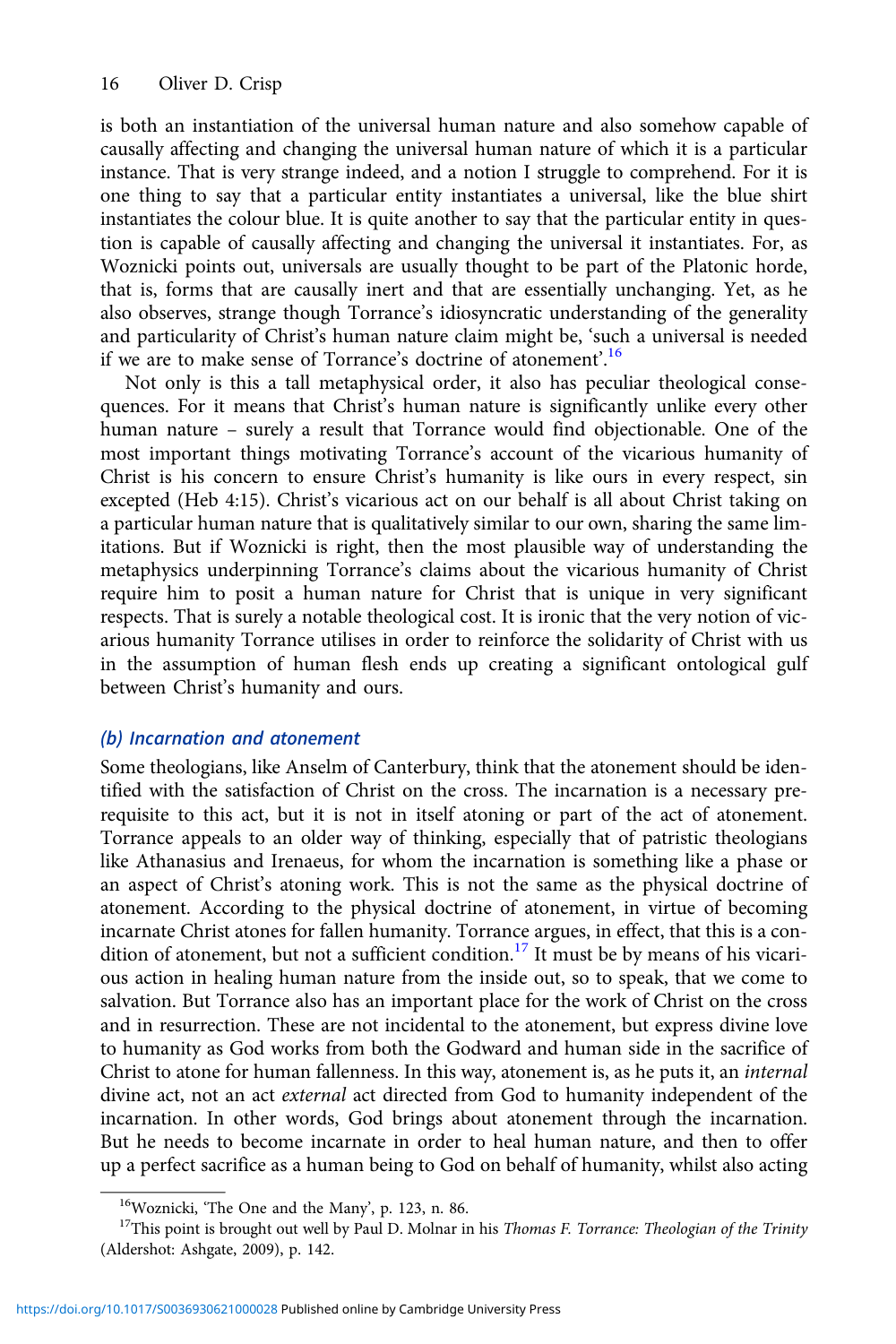is both an instantiation of the universal human nature and also somehow capable of causally affecting and changing the universal human nature of which it is a particular instance. That is very strange indeed, and a notion I struggle to comprehend. For it is one thing to say that a particular entity instantiates a universal, like the blue shirt instantiates the colour blue. It is quite another to say that the particular entity in question is capable of causally affecting and changing the universal it instantiates. For, as Woznicki points out, universals are usually thought to be part of the Platonic horde, that is, forms that are causally inert and that are essentially unchanging. Yet, as he also observes, strange though Torrance's idiosyncratic understanding of the generality and particularity of Christ's human nature claim might be, 'such a universal is needed if we are to make sense of Torrance's doctrine of atonement'.[16]

Not only is this a tall metaphysical order, it also has peculiar theological consequences. For it means that Christ's human nature is significantly unlike every other human nature – surely a result that Torrance would find objectionable. One of the most important things motivating Torrance's account of the vicarious humanity of Christ is his concern to ensure Christ's humanity is like ours in every respect, sin excepted (Heb 4:15). Christ's vicarious act on our behalf is all about Christ taking on a particular human nature that is qualitatively similar to our own, sharing the same limitations. But if Woznicki is right, then the most plausible way of understanding the metaphysics underpinning Torrance's claims about the vicarious humanity of Christ require him to posit a human nature for Christ that is unique in very significant respects. That is surely a notable theological cost. It is ironic that the very notion of vicarious humanity Torrance utilises in order to reinforce the solidarity of Christ with us in the assumption of human flesh ends up creating a significant ontological gulf between Christ's humanity and ours.

### (b) Incarnation and atonement

Some theologians, like Anselm of Canterbury, think that the atonement should be identified with the satisfaction of Christ on the cross. The incarnation is a necessary prerequisite to this act, but it is not in itself atoning or part of the act of atonement. Torrance appeals to an older way of thinking, especially that of patristic theologians like Athanasius and Irenaeus, for whom the incarnation is something like a phase or an aspect of Christ's atoning work. This is not the same as the physical doctrine of atonement. According to the physical doctrine of atonement, in virtue of becoming incarnate Christ atones for fallen humanity. Torrance argues, in effect, that this is a condition of atonement, but not a sufficient condition.[17] It must be by means of his vicarious action in healing human nature from the inside out, so to speak, that we come to salvation. But Torrance also has an important place for the work of Christ on the cross and in resurrection. These are not incidental to the atonement, but express divine love to humanity as God works from both the Godward and human side in the sacrifice of Christ to atone for human fallenness. In this way, atonement is, as he puts it, an *internal* divine act, not an act *external* act directed from God to humanity independent of the incarnation. In other words, God brings about atonement through the incarnation. But he needs to become incarnate in order to heal human nature, and then to offer up a perfect sacrifice as a human being to God on behalf of humanity, whilst also acting

[16] Woznicki, 'The One and the Many', p. 123, n. 86.

[17] This point is brought out well by Paul D. Molnar in his *Thomas F. Torrance: Theologian of the Trinity* (Aldershot: Ashgate, 2009), p. 142.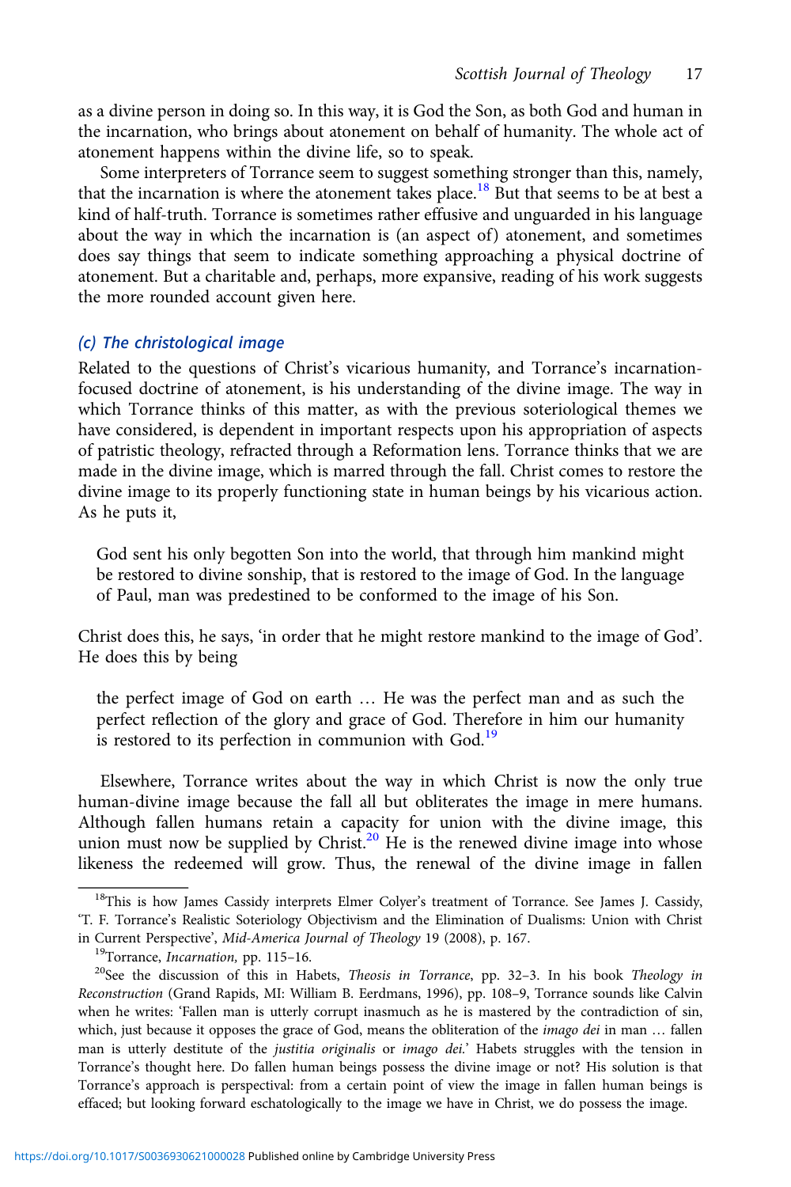as a divine person in doing so. In this way, it is God the Son, as both God and human in the incarnation, who brings about atonement on behalf of humanity. The whole act of atonement happens within the divine life, so to speak.

Some interpreters of Torrance seem to suggest something stronger than this, namely, that the incarnation is where the atonement takes place.[18] But that seems to be at best a kind of half-truth. Torrance is sometimes rather effusive and unguarded in his language about the way in which the incarnation is (an aspect of) atonement, and sometimes does say things that seem to indicate something approaching a physical doctrine of atonement. But a charitable and, perhaps, more expansive, reading of his work suggests the more rounded account given here.

### (c) The christological image

Related to the questions of Christ's vicarious humanity, and Torrance's incarnation-focused doctrine of atonement, is his understanding of the divine image. The way in which Torrance thinks of this matter, as with the previous soteriological themes we have considered, is dependent in important respects upon his appropriation of aspects of patristic theology, refracted through a Reformation lens. Torrance thinks that we are made in the divine image, which is marred through the fall. Christ comes to restore the divine image to its properly functioning state in human beings by his vicarious action. As he puts it,

> God sent his only begotten Son into the world, that through him mankind might be restored to divine sonship, that is restored to the image of God. In the language of Paul, man was predestined to be conformed to the image of his Son.

Christ does this, he says, 'in order that he might restore mankind to the image of God'. He does this by being

> the perfect image of God on earth … He was the perfect man and as such the perfect reflection of the glory and grace of God. Therefore in him our humanity is restored to its perfection in communion with God.[19]

Elsewhere, Torrance writes about the way in which Christ is now the only true human-divine image because the fall all but obliterates the image in mere humans. Although fallen humans retain a capacity for union with the divine image, this union must now be supplied by Christ.[20] He is the renewed divine image into whose likeness the redeemed will grow. Thus, the renewal of the divine image in fallen

---

[18] This is how James Cassidy interprets Elmer Colyer's treatment of Torrance. See James J. Cassidy, 'T. F. Torrance's Realistic Soteriology Objectivism and the Elimination of Dualisms: Union with Christ in Current Perspective', *Mid-America Journal of Theology* 19 (2008), p. 167.

[19] Torrance, *Incarnation,* pp. 115–16.

[20] See the discussion of this in Habets, *Theosis in Torrance*, pp. 32–3. In his book *Theology in Reconstruction* (Grand Rapids, MI: William B. Eerdmans, 1996), pp. 108–9, Torrance sounds like Calvin when he writes: 'Fallen man is utterly corrupt inasmuch as he is mastered by the contradiction of sin, which, just because it opposes the grace of God, means the obliteration of the *imago dei* in man … fallen man is utterly destitute of the *justitia originalis* or *imago dei*.' Habets struggles with the tension in Torrance's thought here. Do fallen human beings possess the divine image or not? His solution is that Torrance's approach is perspectival: from a certain point of view the image in fallen human beings is effaced; but looking forward eschatologically to the image we have in Christ, we do possess the image.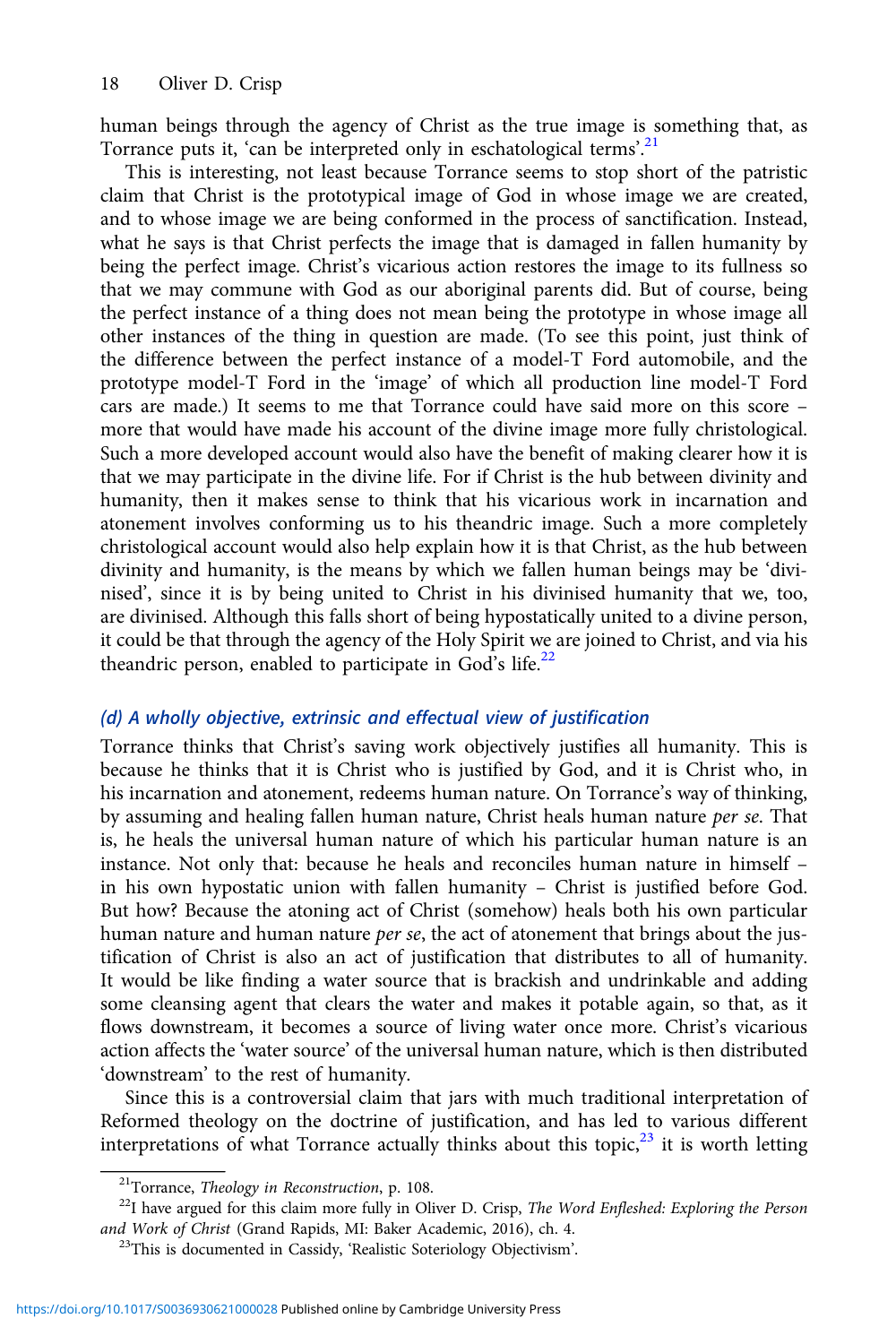human beings through the agency of Christ as the true image is something that, as Torrance puts it, 'can be interpreted only in eschatological terms'.[21]

This is interesting, not least because Torrance seems to stop short of the patristic claim that Christ is the prototypical image of God in whose image we are created, and to whose image we are being conformed in the process of sanctification. Instead, what he says is that Christ perfects the image that is damaged in fallen humanity by being the perfect image. Christ's vicarious action restores the image to its fullness so that we may commune with God as our aboriginal parents did. But of course, being the perfect instance of a thing does not mean being the prototype in whose image all other instances of the thing in question are made. (To see this point, just think of the difference between the perfect instance of a model-T Ford automobile, and the prototype model-T Ford in the 'image' of which all production line model-T Ford cars are made.) It seems to me that Torrance could have said more on this score – more that would have made his account of the divine image more fully christological. Such a more developed account would also have the benefit of making clearer how it is that we may participate in the divine life. For if Christ is the hub between divinity and humanity, then it makes sense to think that his vicarious work in incarnation and atonement involves conforming us to his theandric image. Such a more completely christological account would also help explain how it is that Christ, as the hub between divinity and humanity, is the means by which we fallen human beings may be 'divinised', since it is by being united to Christ in his divinised humanity that we, too, are divinised. Although this falls short of being hypostatically united to a divine person, it could be that through the agency of the Holy Spirit we are joined to Christ, and via his theandric person, enabled to participate in God's life.[22]

### (d) A wholly objective, extrinsic and effectual view of justification

Torrance thinks that Christ's saving work objectively justifies all humanity. This is because he thinks that it is Christ who is justified by God, and it is Christ who, in his incarnation and atonement, redeems human nature. On Torrance's way of thinking, by assuming and healing fallen human nature, Christ heals human nature *per se*. That is, he heals the universal human nature of which his particular human nature is an instance. Not only that: because he heals and reconciles human nature in himself – in his own hypostatic union with fallen humanity – Christ is justified before God. But how? Because the atoning act of Christ (somehow) heals both his own particular human nature and human nature *per se*, the act of atonement that brings about the justification of Christ is also an act of justification that distributes to all of humanity. It would be like finding a water source that is brackish and undrinkable and adding some cleansing agent that clears the water and makes it potable again, so that, as it flows downstream, it becomes a source of living water once more. Christ's vicarious action affects the 'water source' of the universal human nature, which is then distributed 'downstream' to the rest of humanity.

Since this is a controversial claim that jars with much traditional interpretation of Reformed theology on the doctrine of justification, and has led to various different interpretations of what Torrance actually thinks about this topic,[23] it is worth letting

---

[21] Torrance, *Theology in Reconstruction*, p. 108.

[22] I have argued for this claim more fully in Oliver D. Crisp, *The Word Enfleshed: Exploring the Person and Work of Christ* (Grand Rapids, MI: Baker Academic, 2016), ch. 4.

[23] This is documented in Cassidy, 'Realistic Soteriology Objectivism'.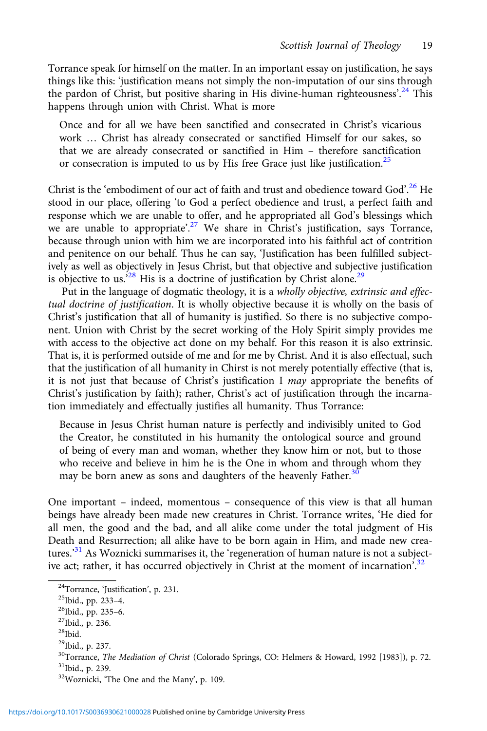Torrance speak for himself on the matter. In an important essay on justification, he says things like this: 'justification means not simply the non-imputation of our sins through the pardon of Christ, but positive sharing in His divine-human righteousness'.[24] This happens through union with Christ. What is more

> Once and for all we have been sanctified and consecrated in Christ's vicarious work … Christ has already consecrated or sanctified Himself for our sakes, so that we are already consecrated or sanctified in Him – therefore sanctification or consecration is imputed to us by His free Grace just like justification.[25]

Christ is the 'embodiment of our act of faith and trust and obedience toward God'.[26] He stood in our place, offering 'to God a perfect obedience and trust, a perfect faith and response which we are unable to offer, and he appropriated all God's blessings which we are unable to appropriate'.[27] We share in Christ's justification, says Torrance, because through union with him we are incorporated into his faithful act of contrition and penitence on our behalf. Thus he can say, 'Justification has been fulfilled subjectively as well as objectively in Jesus Christ, but that objective and subjective justification is objective to us.'[28] His is a doctrine of justification by Christ alone.[29]

Put in the language of dogmatic theology, it is a *wholly objective, extrinsic and effectual doctrine of justification*. It is wholly objective because it is wholly on the basis of Christ's justification that all of humanity is justified. So there is no subjective component. Union with Christ by the secret working of the Holy Spirit simply provides me with access to the objective act done on my behalf. For this reason it is also extrinsic. That is, it is performed outside of me and for me by Christ. And it is also effectual, such that the justification of all humanity in Chirst is not merely potentially effective (that is, it is not just that because of Christ's justification I *may* appropriate the benefits of Christ's justification by faith); rather, Christ's act of justification through the incarnation immediately and effectually justifies all humanity. Thus Torrance:

> Because in Jesus Christ human nature is perfectly and indivisibly united to God the Creator, he constituted in his humanity the ontological source and ground of being of every man and woman, whether they know him or not, but to those who receive and believe in him he is the One in whom and through whom they may be born anew as sons and daughters of the heavenly Father.[30]

One important – indeed, momentous – consequence of this view is that all human beings have already been made new creatures in Christ. Torrance writes, 'He died for all men, the good and the bad, and all alike come under the total judgment of His Death and Resurrection; all alike have to be born again in Him, and made new creatures.'[31] As Woznicki summarises it, the 'regeneration of human nature is not a subjective act; rather, it has occurred objectively in Christ at the moment of incarnation'.[32]

---

[24] Torrance, 'Justification', p. 231.
[25] Ibid., pp. 233–4.
[26] Ibid., pp. 235–6.
[27] Ibid., p. 236.
[28] Ibid.
[29] Ibid., p. 237.
[30] Torrance, *The Mediation of Christ* (Colorado Springs, CO: Helmers & Howard, 1992 [1983]), p. 72.
[31] Ibid., p. 239.
[32] Woznicki, 'The One and the Many', p. 109.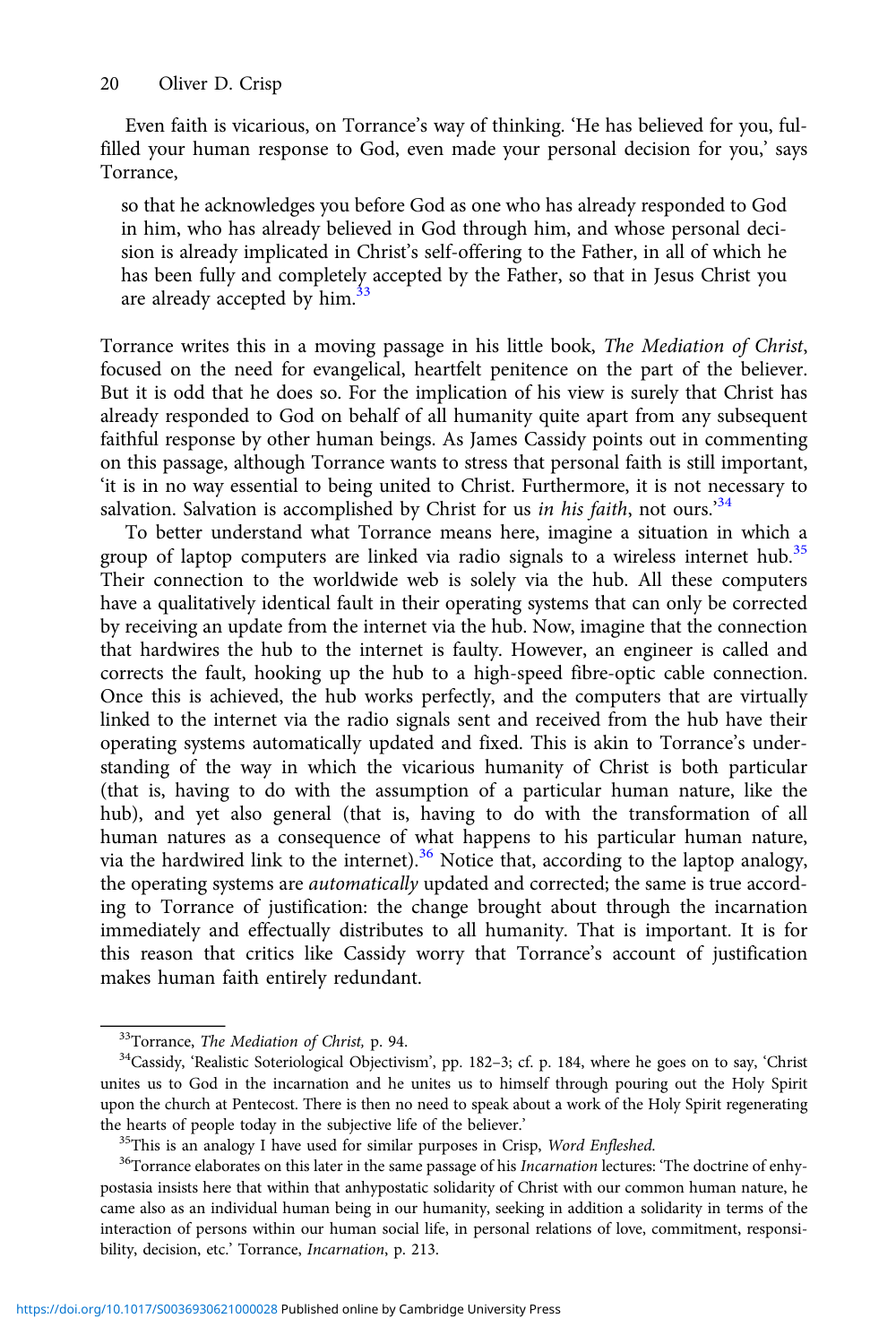Even faith is vicarious, on Torrance's way of thinking. 'He has believed for you, fulfilled your human response to God, even made your personal decision for you,' says Torrance,

> so that he acknowledges you before God as one who has already responded to God in him, who has already believed in God through him, and whose personal decision is already implicated in Christ's self-offering to the Father, in all of which he has been fully and completely accepted by the Father, so that in Jesus Christ you are already accepted by him.[33]

Torrance writes this in a moving passage in his little book, *The Mediation of Christ*, focused on the need for evangelical, heartfelt penitence on the part of the believer. But it is odd that he does so. For the implication of his view is surely that Christ has already responded to God on behalf of all humanity quite apart from any subsequent faithful response by other human beings. As James Cassidy points out in commenting on this passage, although Torrance wants to stress that personal faith is still important, 'it is in no way essential to being united to Christ. Furthermore, it is not necessary to salvation. Salvation is accomplished by Christ for us *in his faith*, not ours.'[34]

To better understand what Torrance means here, imagine a situation in which a group of laptop computers are linked via radio signals to a wireless internet hub.[35] Their connection to the worldwide web is solely via the hub. All these computers have a qualitatively identical fault in their operating systems that can only be corrected by receiving an update from the internet via the hub. Now, imagine that the connection that hardwires the hub to the internet is faulty. However, an engineer is called and corrects the fault, hooking up the hub to a high-speed fibre-optic cable connection. Once this is achieved, the hub works perfectly, and the computers that are virtually linked to the internet via the radio signals sent and received from the hub have their operating systems automatically updated and fixed. This is akin to Torrance's understanding of the way in which the vicarious humanity of Christ is both particular (that is, having to do with the assumption of a particular human nature, like the hub), and yet also general (that is, having to do with the transformation of all human natures as a consequence of what happens to his particular human nature, via the hardwired link to the internet).[36] Notice that, according to the laptop analogy, the operating systems are *automatically* updated and corrected; the same is true according to Torrance of justification: the change brought about through the incarnation immediately and effectually distributes to all humanity. That is important. It is for this reason that critics like Cassidy worry that Torrance's account of justification makes human faith entirely redundant.

---

[33]Torrance, *The Mediation of Christ,* p. 94.

[34]Cassidy, 'Realistic Soteriological Objectivism', pp. 182–3; cf. p. 184, where he goes on to say, 'Christ unites us to God in the incarnation and he unites us to himself through pouring out the Holy Spirit upon the church at Pentecost. There is then no need to speak about a work of the Holy Spirit regenerating the hearts of people today in the subjective life of the believer.'

[35]This is an analogy I have used for similar purposes in Crisp, *Word Enfleshed.*

[36]Torrance elaborates on this later in the same passage of his *Incarnation* lectures: 'The doctrine of enhypostasia insists here that within that anhypostatic solidarity of Christ with our common human nature, he came also as an individual human being in our humanity, seeking in addition a solidarity in terms of the interaction of persons within our human social life, in personal relations of love, commitment, responsibility, decision, etc.' Torrance, *Incarnation*, p. 213.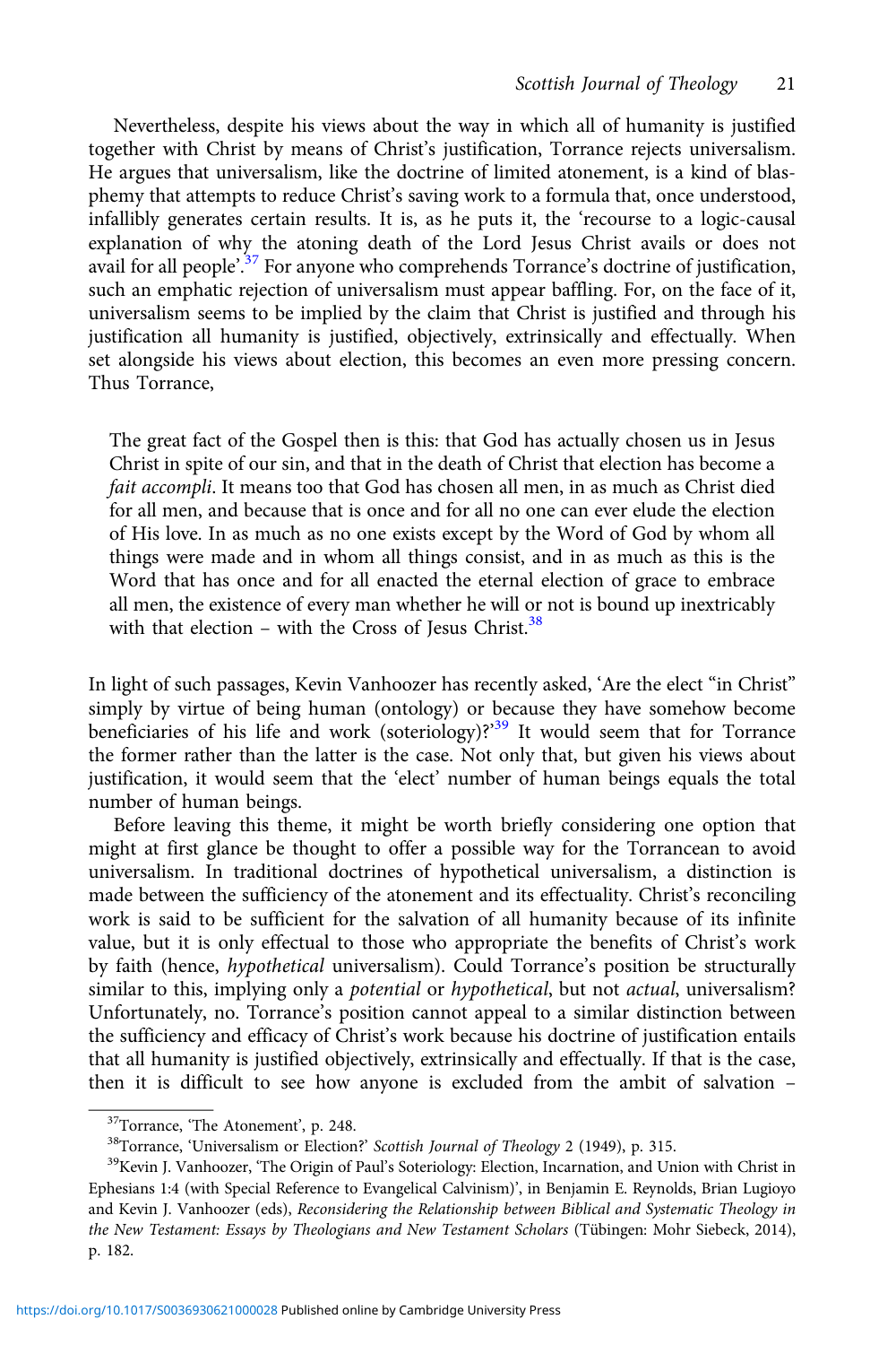Nevertheless, despite his views about the way in which all of humanity is justified together with Christ by means of Christ's justification, Torrance rejects universalism. He argues that universalism, like the doctrine of limited atonement, is a kind of blasphemy that attempts to reduce Christ's saving work to a formula that, once understood, infallibly generates certain results. It is, as he puts it, the 'recourse to a logic-causal explanation of why the atoning death of the Lord Jesus Christ avails or does not avail for all people'.[37] For anyone who comprehends Torrance's doctrine of justification, such an emphatic rejection of universalism must appear baffling. For, on the face of it, universalism seems to be implied by the claim that Christ is justified and through his justification all humanity is justified, objectively, extrinsically and effectually. When set alongside his views about election, this becomes an even more pressing concern. Thus Torrance,

> The great fact of the Gospel then is this: that God has actually chosen us in Jesus Christ in spite of our sin, and that in the death of Christ that election has become a *fait accompli*. It means too that God has chosen all men, in as much as Christ died for all men, and because that is once and for all no one can ever elude the election of His love. In as much as no one exists except by the Word of God by whom all things were made and in whom all things consist, and in as much as this is the Word that has once and for all enacted the eternal election of grace to embrace all men, the existence of every man whether he will or not is bound up inextricably with that election – with the Cross of Jesus Christ.[38]

In light of such passages, Kevin Vanhoozer has recently asked, 'Are the elect "in Christ" simply by virtue of being human (ontology) or because they have somehow become beneficiaries of his life and work (soteriology)?'[39] It would seem that for Torrance the former rather than the latter is the case. Not only that, but given his views about justification, it would seem that the 'elect' number of human beings equals the total number of human beings.

Before leaving this theme, it might be worth briefly considering one option that might at first glance be thought to offer a possible way for the Torrancean to avoid universalism. In traditional doctrines of hypothetical universalism, a distinction is made between the sufficiency of the atonement and its effectuality. Christ's reconciling work is said to be sufficient for the salvation of all humanity because of its infinite value, but it is only effectual to those who appropriate the benefits of Christ's work by faith (hence, *hypothetical* universalism). Could Torrance's position be structurally similar to this, implying only a *potential* or *hypothetical*, but not *actual*, universalism? Unfortunately, no. Torrance's position cannot appeal to a similar distinction between the sufficiency and efficacy of Christ's work because his doctrine of justification entails that all humanity is justified objectively, extrinsically and effectually. If that is the case, then it is difficult to see how anyone is excluded from the ambit of salvation –

---

[37] Torrance, 'The Atonement', p. 248.

[38] Torrance, 'Universalism or Election?' *Scottish Journal of Theology* 2 (1949), p. 315.

[39] Kevin J. Vanhoozer, 'The Origin of Paul's Soteriology: Election, Incarnation, and Union with Christ in Ephesians 1:4 (with Special Reference to Evangelical Calvinism)', in Benjamin E. Reynolds, Brian Lugioyo and Kevin J. Vanhoozer (eds), *Reconsidering the Relationship between Biblical and Systematic Theology in the New Testament: Essays by Theologians and New Testament Scholars* (Tübingen: Mohr Siebeck, 2014), p. 182.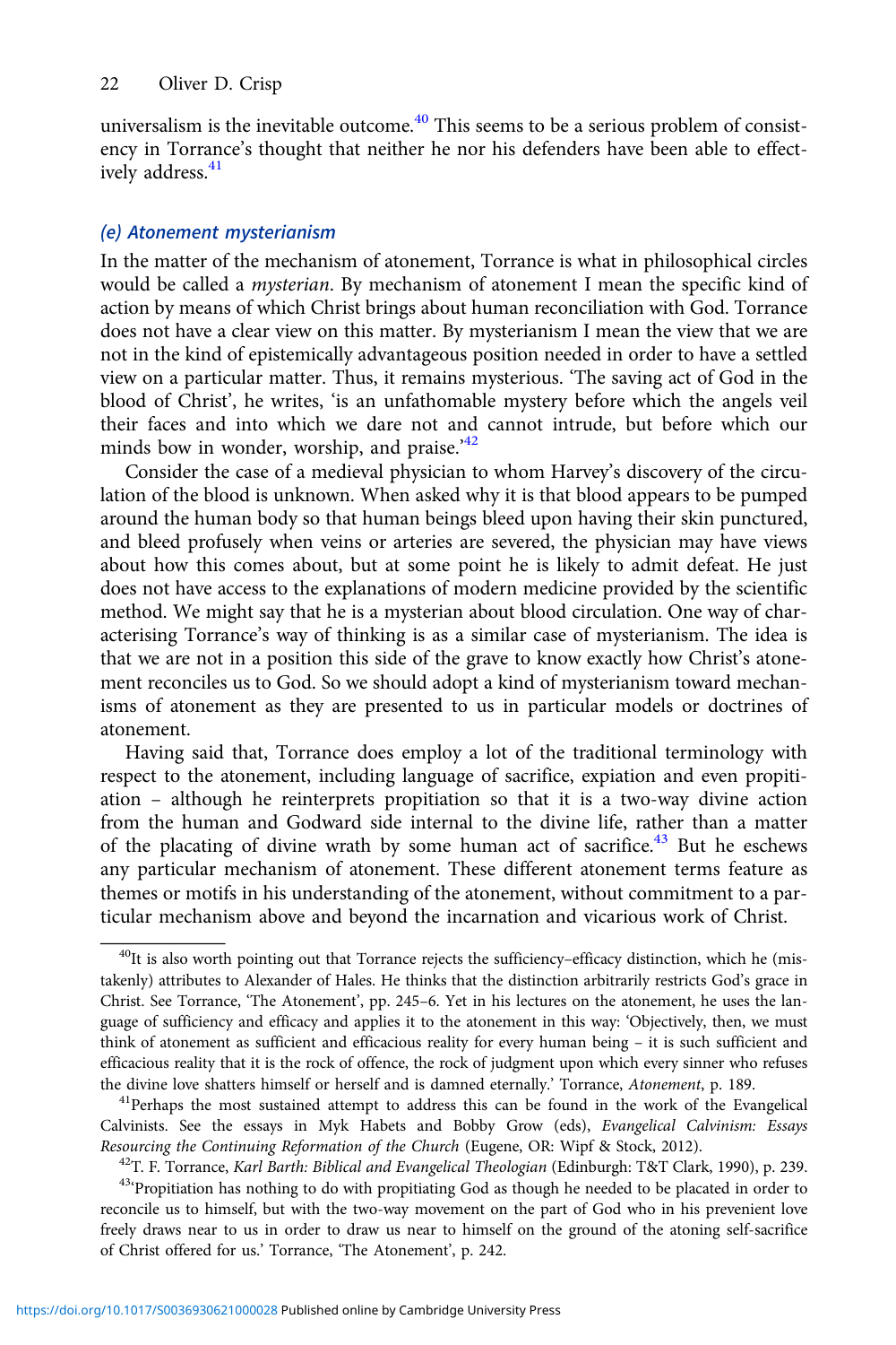universalism is the inevitable outcome.[40] This seems to be a serious problem of consistency in Torrance's thought that neither he nor his defenders have been able to effectively address.[41]

### (e) Atonement mysterianism

In the matter of the mechanism of atonement, Torrance is what in philosophical circles would be called a *mysterian*. By mechanism of atonement I mean the specific kind of action by means of which Christ brings about human reconciliation with God. Torrance does not have a clear view on this matter. By mysterianism I mean the view that we are not in the kind of epistemically advantageous position needed in order to have a settled view on a particular matter. Thus, it remains mysterious. 'The saving act of God in the blood of Christ', he writes, 'is an unfathomable mystery before which the angels veil their faces and into which we dare not and cannot intrude, but before which our minds bow in wonder, worship, and praise.'[42]

Consider the case of a medieval physician to whom Harvey's discovery of the circulation of the blood is unknown. When asked why it is that blood appears to be pumped around the human body so that human beings bleed upon having their skin punctured, and bleed profusely when veins or arteries are severed, the physician may have views about how this comes about, but at some point he is likely to admit defeat. He just does not have access to the explanations of modern medicine provided by the scientific method. We might say that he is a mysterian about blood circulation. One way of characterising Torrance's way of thinking is as a similar case of mysterianism. The idea is that we are not in a position this side of the grave to know exactly how Christ's atonement reconciles us to God. So we should adopt a kind of mysterianism toward mechanisms of atonement as they are presented to us in particular models or doctrines of atonement.

Having said that, Torrance does employ a lot of the traditional terminology with respect to the atonement, including language of sacrifice, expiation and even propitiation – although he reinterprets propitiation so that it is a two-way divine action from the human and Godward side internal to the divine life, rather than a matter of the placating of divine wrath by some human act of sacrifice.[43] But he eschews any particular mechanism of atonement. These different atonement terms feature as themes or motifs in his understanding of the atonement, without commitment to a particular mechanism above and beyond the incarnation and vicarious work of Christ.

---

[40] It is also worth pointing out that Torrance rejects the sufficiency–efficacy distinction, which he (mistakenly) attributes to Alexander of Hales. He thinks that the distinction arbitrarily restricts God's grace in Christ. See Torrance, 'The Atonement', pp. 245–6. Yet in his lectures on the atonement, he uses the language of sufficiency and efficacy and applies it to the atonement in this way: 'Objectively, then, we must think of atonement as sufficient and efficacious reality for every human being – it is such sufficient and efficacious reality that it is the rock of offence, the rock of judgment upon which every sinner who refuses the divine love shatters himself or herself and is damned eternally.' Torrance, *Atonement*, p. 189.

[41] Perhaps the most sustained attempt to address this can be found in the work of the Evangelical Calvinists. See the essays in Myk Habets and Bobby Grow (eds), *Evangelical Calvinism: Essays Resourcing the Continuing Reformation of the Church* (Eugene, OR: Wipf & Stock, 2012).

[42] T. F. Torrance, *Karl Barth: Biblical and Evangelical Theologian* (Edinburgh: T&T Clark, 1990), p. 239.

[43] 'Propitiation has nothing to do with propitiating God as though he needed to be placated in order to reconcile us to himself, but with the two-way movement on the part of God who in his prevenient love freely draws near to us in order to draw us near to himself on the ground of the atoning self-sacrifice of Christ offered for us.' Torrance, 'The Atonement', p. 242.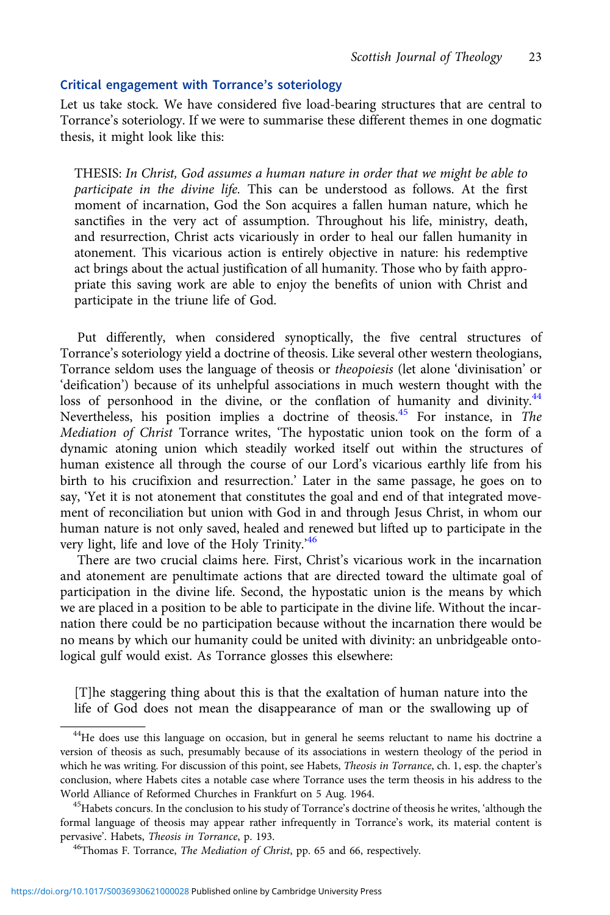## Critical engagement with Torrance's soteriology

Let us take stock. We have considered five load-bearing structures that are central to Torrance's soteriology. If we were to summarise these different themes in one dogmatic thesis, it might look like this:

> THESIS: *In Christ, God assumes a human nature in order that we might be able to participate in the divine life.* This can be understood as follows. At the first moment of incarnation, God the Son acquires a fallen human nature, which he sanctifies in the very act of assumption. Throughout his life, ministry, death, and resurrection, Christ acts vicariously in order to heal our fallen humanity in atonement. This vicarious action is entirely objective in nature: his redemptive act brings about the actual justification of all humanity. Those who by faith appropriate this saving work are able to enjoy the benefits of union with Christ and participate in the triune life of God.

Put differently, when considered synoptically, the five central structures of Torrance's soteriology yield a doctrine of theosis. Like several other western theologians, Torrance seldom uses the language of theosis or *theopoiesis* (let alone 'divinisation' or 'deification') because of its unhelpful associations in much western thought with the loss of personhood in the divine, or the conflation of humanity and divinity.[44] Nevertheless, his position implies a doctrine of theosis.[45] For instance, in *The Mediation of Christ* Torrance writes, 'The hypostatic union took on the form of a dynamic atoning union which steadily worked itself out within the structures of human existence all through the course of our Lord's vicarious earthly life from his birth to his crucifixion and resurrection.' Later in the same passage, he goes on to say, 'Yet it is not atonement that constitutes the goal and end of that integrated movement of reconciliation but union with God in and through Jesus Christ, in whom our human nature is not only saved, healed and renewed but lifted up to participate in the very light, life and love of the Holy Trinity.'[46]

There are two crucial claims here. First, Christ's vicarious work in the incarnation and atonement are penultimate actions that are directed toward the ultimate goal of participation in the divine life. Second, the hypostatic union is the means by which we are placed in a position to be able to participate in the divine life. Without the incarnation there could be no participation because without the incarnation there would be no means by which our humanity could be united with divinity: an unbridgeable ontological gulf would exist. As Torrance glosses this elsewhere:

> [T]he staggering thing about this is that the exaltation of human nature into the life of God does not mean the disappearance of man or the swallowing up of

[44] He does use this language on occasion, but in general he seems reluctant to name his doctrine a version of theosis as such, presumably because of its associations in western theology of the period in which he was writing. For discussion of this point, see Habets, *Theosis in Torrance*, ch. 1, esp. the chapter's conclusion, where Habets cites a notable case where Torrance uses the term theosis in his address to the World Alliance of Reformed Churches in Frankfurt on 5 Aug. 1964.

[45] Habets concurs. In the conclusion to his study of Torrance's doctrine of theosis he writes, 'although the formal language of theosis may appear rather infrequently in Torrance's work, its material content is pervasive'. Habets, *Theosis in Torrance*, p. 193.

[46] Thomas F. Torrance, *The Mediation of Christ*, pp. 65 and 66, respectively.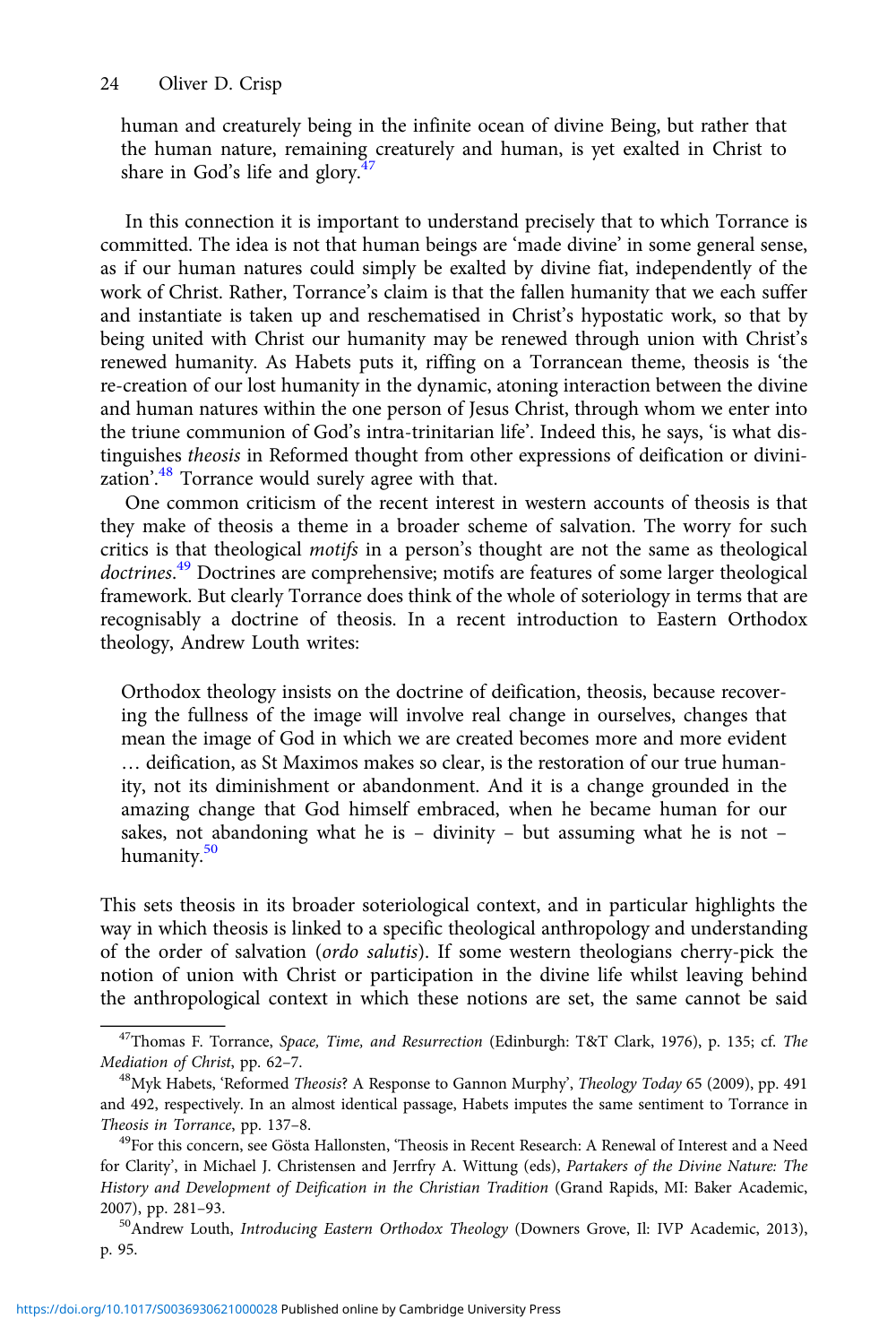human and creaturely being in the infinite ocean of divine Being, but rather that the human nature, remaining creaturely and human, is yet exalted in Christ to share in God's life and glory.[47]

In this connection it is important to understand precisely that to which Torrance is committed. The idea is not that human beings are 'made divine' in some general sense, as if our human natures could simply be exalted by divine fiat, independently of the work of Christ. Rather, Torrance's claim is that the fallen humanity that we each suffer and instantiate is taken up and reschematised in Christ's hypostatic work, so that by being united with Christ our humanity may be renewed through union with Christ's renewed humanity. As Habets puts it, riffing on a Torrancean theme, theosis is 'the re-creation of our lost humanity in the dynamic, atoning interaction between the divine and human natures within the one person of Jesus Christ, through whom we enter into the triune communion of God's intra-trinitarian life'. Indeed this, he says, 'is what distinguishes *theosis* in Reformed thought from other expressions of deification or divinization'.[48] Torrance would surely agree with that.

One common criticism of the recent interest in western accounts of theosis is that they make of theosis a theme in a broader scheme of salvation. The worry for such critics is that theological *motifs* in a person's thought are not the same as theological *doctrines*.[49] Doctrines are comprehensive; motifs are features of some larger theological framework. But clearly Torrance does think of the whole of soteriology in terms that are recognisably a doctrine of theosis. In a recent introduction to Eastern Orthodox theology, Andrew Louth writes:

> Orthodox theology insists on the doctrine of deification, theosis, because recovering the fullness of the image will involve real change in ourselves, changes that mean the image of God in which we are created becomes more and more evident … deification, as St Maximos makes so clear, is the restoration of our true humanity, not its diminishment or abandonment. And it is a change grounded in the amazing change that God himself embraced, when he became human for our sakes, not abandoning what he is – divinity – but assuming what he is not – humanity.[50]

This sets theosis in its broader soteriological context, and in particular highlights the way in which theosis is linked to a specific theological anthropology and understanding of the order of salvation (*ordo salutis*). If some western theologians cherry-pick the notion of union with Christ or participation in the divine life whilst leaving behind the anthropological context in which these notions are set, the same cannot be said

---

[47] Thomas F. Torrance, *Space, Time, and Resurrection* (Edinburgh: T&T Clark, 1976), p. 135; cf. *The Mediation of Christ*, pp. 62–7.

[48] Myk Habets, 'Reformed *Theosis*? A Response to Gannon Murphy', *Theology Today* 65 (2009), pp. 491 and 492, respectively. In an almost identical passage, Habets imputes the same sentiment to Torrance in *Theosis in Torrance*, pp. 137–8.

[49] For this concern, see Gösta Hallonsten, 'Theosis in Recent Research: A Renewal of Interest and a Need for Clarity', in Michael J. Christensen and Jerrfry A. Wittung (eds), *Partakers of the Divine Nature: The History and Development of Deification in the Christian Tradition* (Grand Rapids, MI: Baker Academic, 2007), pp. 281–93.

[50] Andrew Louth, *Introducing Eastern Orthodox Theology* (Downers Grove, Il: IVP Academic, 2013), p. 95.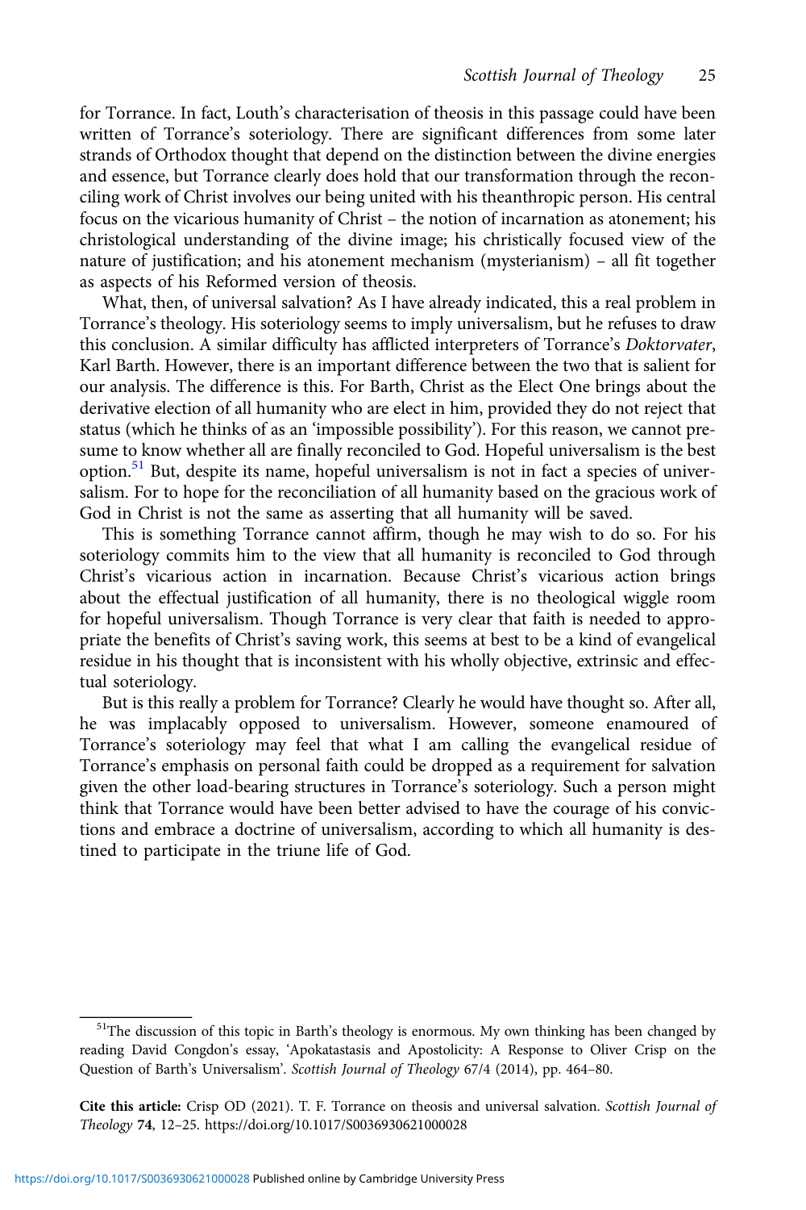for Torrance. In fact, Louth's characterisation of theosis in this passage could have been written of Torrance's soteriology. There are significant differences from some later strands of Orthodox thought that depend on the distinction between the divine energies and essence, but Torrance clearly does hold that our transformation through the reconciling work of Christ involves our being united with his theanthropic person. His central focus on the vicarious humanity of Christ – the notion of incarnation as atonement; his christological understanding of the divine image; his christically focused view of the nature of justification; and his atonement mechanism (mysterianism) – all fit together as aspects of his Reformed version of theosis.

What, then, of universal salvation? As I have already indicated, this a real problem in Torrance's theology. His soteriology seems to imply universalism, but he refuses to draw this conclusion. A similar difficulty has afflicted interpreters of Torrance's *Doktorvater*, Karl Barth. However, there is an important difference between the two that is salient for our analysis. The difference is this. For Barth, Christ as the Elect One brings about the derivative election of all humanity who are elect in him, provided they do not reject that status (which he thinks of as an 'impossible possibility'). For this reason, we cannot presume to know whether all are finally reconciled to God. Hopeful universalism is the best option.[51] But, despite its name, hopeful universalism is not in fact a species of universalism. For to hope for the reconciliation of all humanity based on the gracious work of God in Christ is not the same as asserting that all humanity will be saved.

This is something Torrance cannot affirm, though he may wish to do so. For his soteriology commits him to the view that all humanity is reconciled to God through Christ's vicarious action in incarnation. Because Christ's vicarious action brings about the effectual justification of all humanity, there is no theological wiggle room for hopeful universalism. Though Torrance is very clear that faith is needed to appropriate the benefits of Christ's saving work, this seems at best to be a kind of evangelical residue in his thought that is inconsistent with his wholly objective, extrinsic and effectual soteriology.

But is this really a problem for Torrance? Clearly he would have thought so. After all, he was implacably opposed to universalism. However, someone enamoured of Torrance's soteriology may feel that what I am calling the evangelical residue of Torrance's emphasis on personal faith could be dropped as a requirement for salvation given the other load-bearing structures in Torrance's soteriology. Such a person might think that Torrance would have been better advised to have the courage of his convictions and embrace a doctrine of universalism, according to which all humanity is destined to participate in the triune life of God.

[51]The discussion of this topic in Barth's theology is enormous. My own thinking has been changed by reading David Congdon's essay, 'Apokatastasis and Apostolicity: A Response to Oliver Crisp on the Question of Barth's Universalism'. *Scottish Journal of Theology* 67/4 (2014), pp. 464–80.

**Cite this article:** Crisp OD (2021). T. F. Torrance on theosis and universal salvation. *Scottish Journal of Theology* **74**, 12–25. https://doi.org/10.1017/S0036930621000028